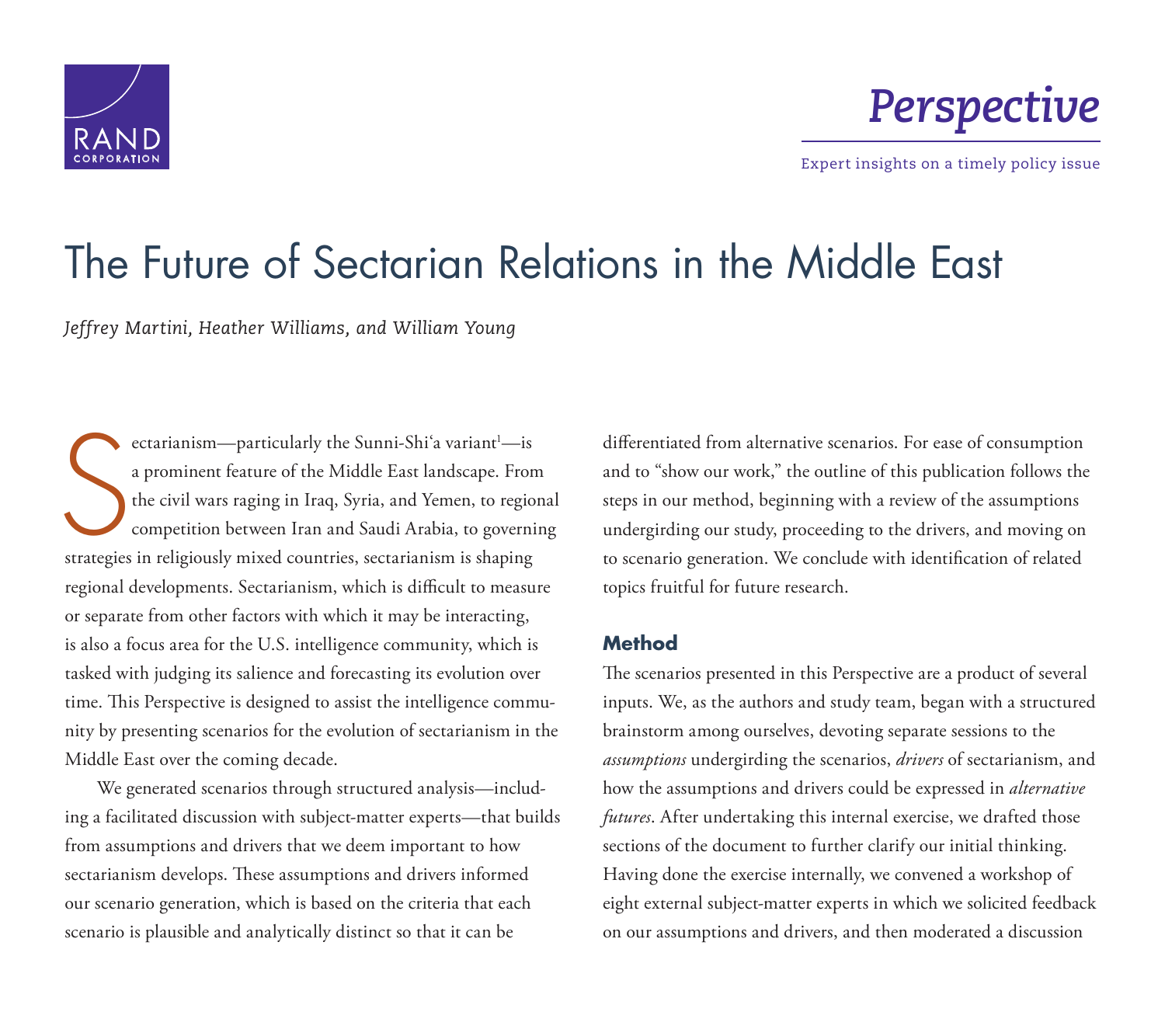RAND CORPORATION

*Perspective*

Expert insights on a timely policy issue

# The Future of Sectarian Relations in the Middle East

*Jeffrey Martini, Heather Williams, and William Young*

Sectarianism—particularly the Sunni-Shi'a variant[1]—is a prominent feature of the Middle East landscape. From the civil wars raging in Iraq, Syria, and Yemen, to regional competition between Iran and Saudi Arabia, to governing strategies in religiously mixed countries, sectarianism is shaping regional developments. Sectarianism, which is difficult to measure or separate from other factors with which it may be interacting, is also a focus area for the U.S. intelligence community, which is tasked with judging its salience and forecasting its evolution over time. This Perspective is designed to assist the intelligence community by presenting scenarios for the evolution of sectarianism in the Middle East over the coming decade.

We generated scenarios through structured analysis—including a facilitated discussion with subject-matter experts—that builds from assumptions and drivers that we deem important to how sectarianism develops. These assumptions and drivers informed our scenario generation, which is based on the criteria that each scenario is plausible and analytically distinct so that it can be differentiated from alternative scenarios. For ease of consumption and to "show our work," the outline of this publication follows the steps in our method, beginning with a review of the assumptions undergirding our study, proceeding to the drivers, and moving on to scenario generation. We conclude with identification of related topics fruitful for future research.

## Method

The scenarios presented in this Perspective are a product of several inputs. We, as the authors and study team, began with a structured brainstorm among ourselves, devoting separate sessions to the *assumptions* undergirding the scenarios, *drivers* of sectarianism, and how the assumptions and drivers could be expressed in *alternative futures*. After undertaking this internal exercise, we drafted those sections of the document to further clarify our initial thinking. Having done the exercise internally, we convened a workshop of eight external subject-matter experts in which we solicited feedback on our assumptions and drivers, and then moderated a discussion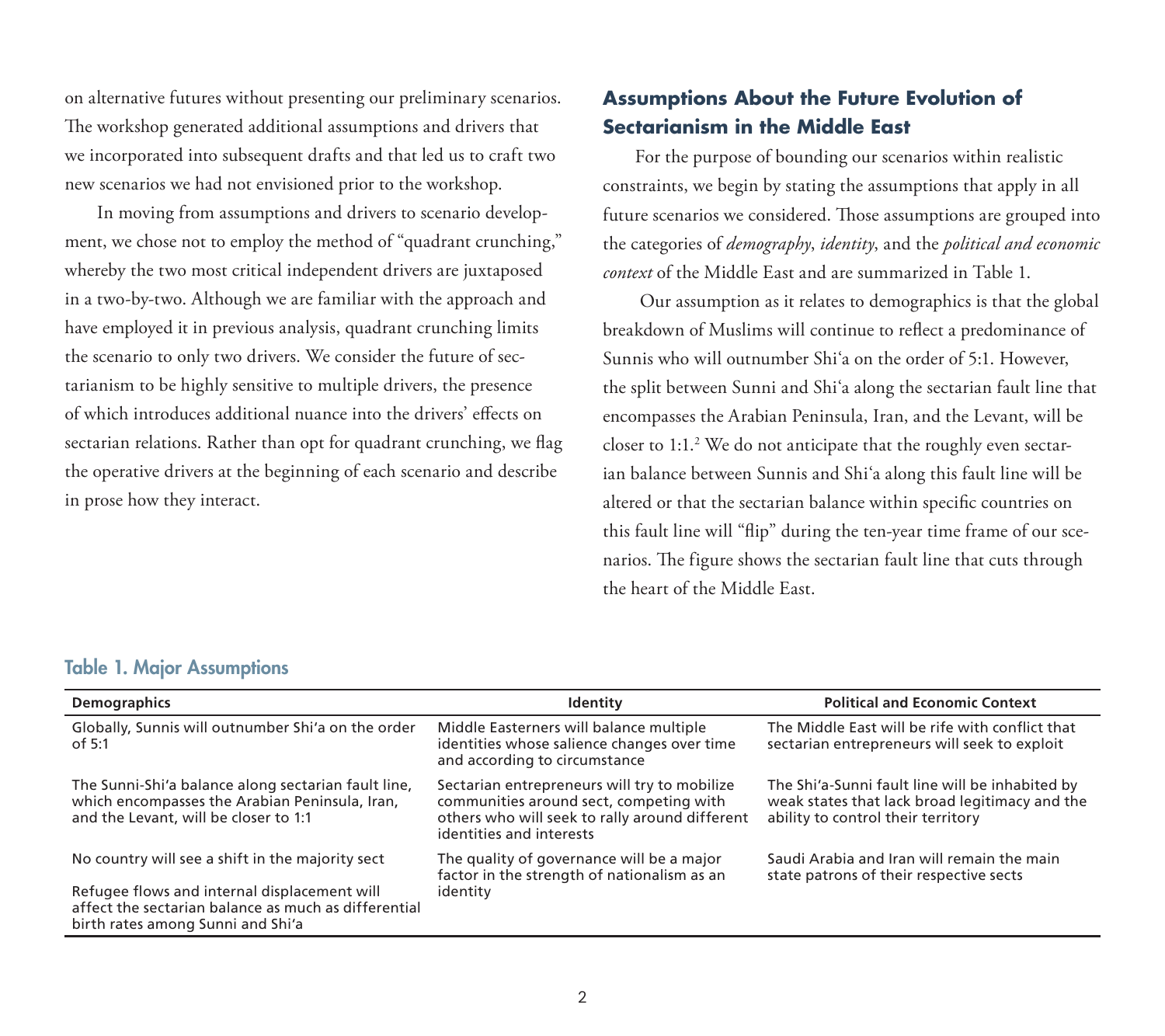on alternative futures without presenting our preliminary scenarios. The workshop generated additional assumptions and drivers that we incorporated into subsequent drafts and that led us to craft two new scenarios we had not envisioned prior to the workshop.

In moving from assumptions and drivers to scenario development, we chose not to employ the method of "quadrant crunching," whereby the two most critical independent drivers are juxtaposed in a two-by-two. Although we are familiar with the approach and have employed it in previous analysis, quadrant crunching limits the scenario to only two drivers. We consider the future of sectarianism to be highly sensitive to multiple drivers, the presence of which introduces additional nuance into the drivers' effects on sectarian relations. Rather than opt for quadrant crunching, we flag the operative drivers at the beginning of each scenario and describe in prose how they interact.

## Assumptions About the Future Evolution of Sectarianism in the Middle East

For the purpose of bounding our scenarios within realistic constraints, we begin by stating the assumptions that apply in all future scenarios we considered. Those assumptions are grouped into the categories of *demography*, *identity*, and the *political and economic context* of the Middle East and are summarized in Table 1.

Our assumption as it relates to demographics is that the global breakdown of Muslims will continue to reflect a predominance of Sunnis who will outnumber Shiʿa on the order of 5:1. However, the split between Sunni and Shiʿa along the sectarian fault line that encompasses the Arabian Peninsula, Iran, and the Levant, will be closer to 1:1.[2] We do not anticipate that the roughly even sectarian balance between Sunnis and Shiʿa along this fault line will be altered or that the sectarian balance within specific countries on this fault line will "flip" during the ten-year time frame of our scenarios. The figure shows the sectarian fault line that cuts through the heart of the Middle East.

**Table 1. Major Assumptions**

| Demographics | Identity | Political and Economic Context |
|---|---|---|
| Globally, Sunnis will outnumber Shi'a on the order of 5:1 | Middle Easterners will balance multiple identities whose salience changes over time and according to circumstance | The Middle East will be rife with conflict that sectarian entrepreneurs will seek to exploit |
| The Sunni-Shi'a balance along sectarian fault line, which encompasses the Arabian Peninsula, Iran, and the Levant, will be closer to 1:1 | Sectarian entrepreneurs will try to mobilize communities around sect, competing with others who will seek to rally around different identities and interests | The Shi'a-Sunni fault line will be inhabited by weak states that lack broad legitimacy and the ability to control their territory |
| No country will see a shift in the majority sect<br><br>Refugee flows and internal displacement will affect the sectarian balance as much as differential birth rates among Sunni and Shi'a | The quality of governance will be a major factor in the strength of nationalism as an identity | Saudi Arabia and Iran will remain the main state patrons of their respective sects |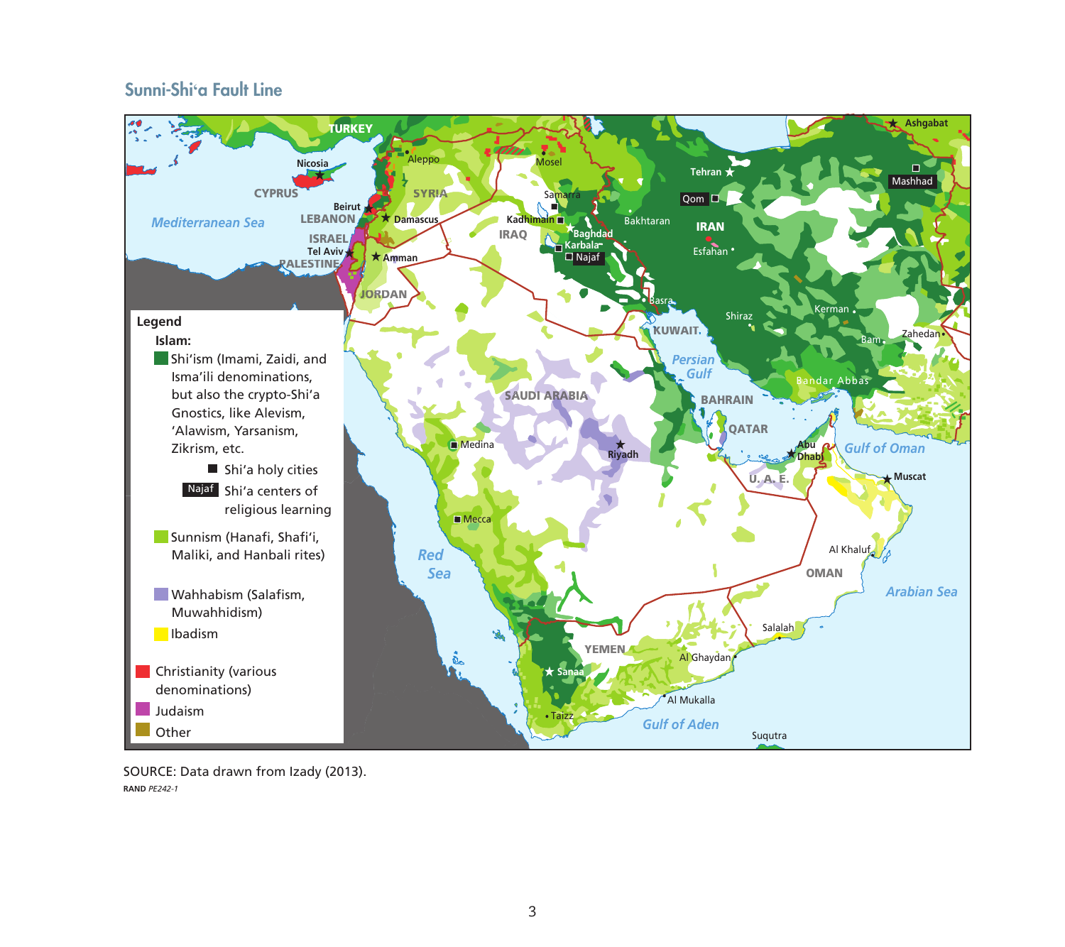## Sunni-Shi'a Fault Line

**Legend**

**Islam:**

- Shi'ism (Imami, Zaidi, and Isma'ili denominations, but also the crypto-Shi'a Gnostics, like Alevism, 'Alawism, Yarsanism, Zikrism, etc.
  - Shi'a holy cities
  - Najaf — Shi'a centers of religious learning
- Sunnism (Hanafi, Shafi'i, Maliki, and Hanbali rites)
- Wahhabism (Salafism, Muwahhidism)
- Ibadism

- Christianity (various denominations)
- Judaism
- Other

SOURCE: Data drawn from Izady (2013).

RAND *PE242-1*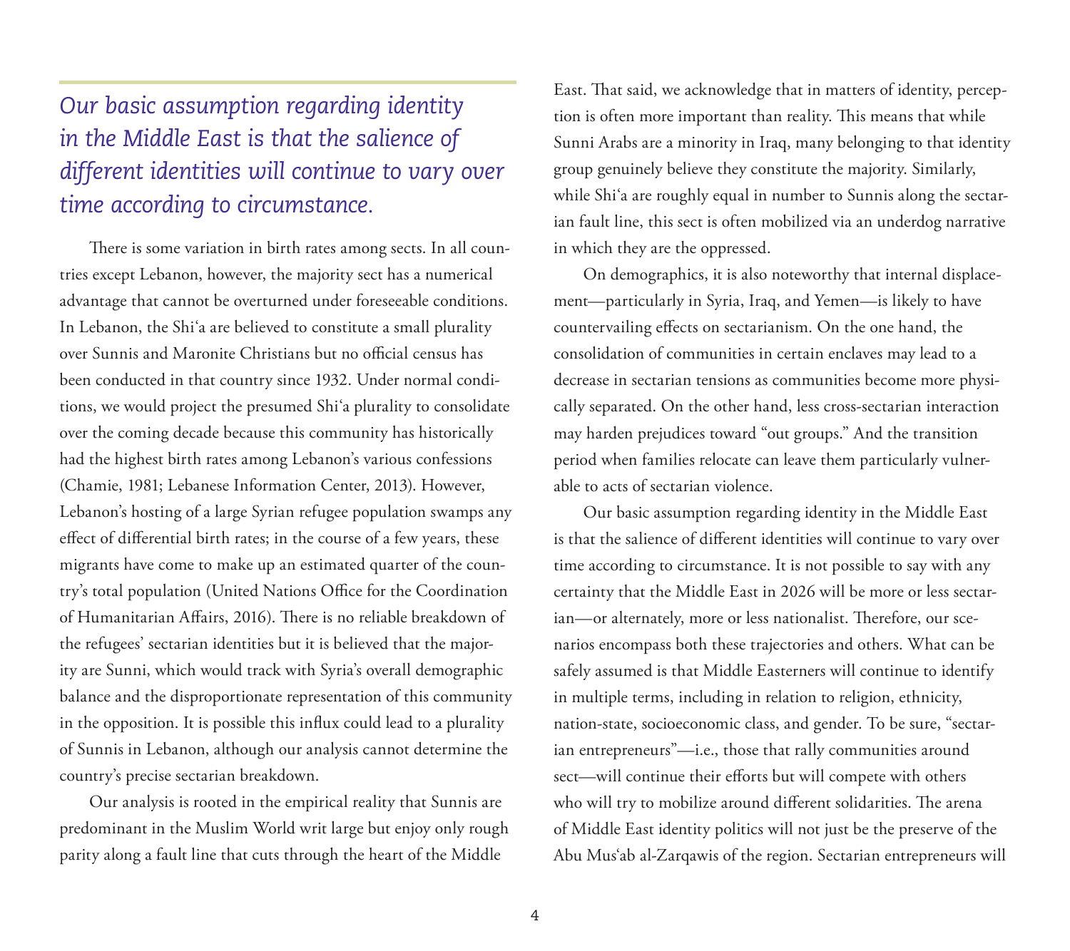> *Our basic assumption regarding identity in the Middle East is that the salience of different identities will continue to vary over time according to circumstance.*

There is some variation in birth rates among sects. In all countries except Lebanon, however, the majority sect has a numerical advantage that cannot be overturned under foreseeable conditions. In Lebanon, the Shiʿa are believed to constitute a small plurality over Sunnis and Maronite Christians but no official census has been conducted in that country since 1932. Under normal conditions, we would project the presumed Shiʿa plurality to consolidate over the coming decade because this community has historically had the highest birth rates among Lebanon's various confessions (Chamie, 1981; Lebanese Information Center, 2013). However, Lebanon's hosting of a large Syrian refugee population swamps any effect of differential birth rates; in the course of a few years, these migrants have come to make up an estimated quarter of the country's total population (United Nations Office for the Coordination of Humanitarian Affairs, 2016). There is no reliable breakdown of the refugees' sectarian identities but it is believed that the majority are Sunni, which would track with Syria's overall demographic balance and the disproportionate representation of this community in the opposition. It is possible this influx could lead to a plurality of Sunnis in Lebanon, although our analysis cannot determine the country's precise sectarian breakdown.

Our analysis is rooted in the empirical reality that Sunnis are predominant in the Muslim World writ large but enjoy only rough parity along a fault line that cuts through the heart of the Middle East. That said, we acknowledge that in matters of identity, perception is often more important than reality. This means that while Sunni Arabs are a minority in Iraq, many belonging to that identity group genuinely believe they constitute the majority. Similarly, while Shiʿa are roughly equal in number to Sunnis along the sectarian fault line, this sect is often mobilized via an underdog narrative in which they are the oppressed.

On demographics, it is also noteworthy that internal displacement—particularly in Syria, Iraq, and Yemen—is likely to have countervailing effects on sectarianism. On the one hand, the consolidation of communities in certain enclaves may lead to a decrease in sectarian tensions as communities become more physically separated. On the other hand, less cross-sectarian interaction may harden prejudices toward "out groups." And the transition period when families relocate can leave them particularly vulnerable to acts of sectarian violence.

Our basic assumption regarding identity in the Middle East is that the salience of different identities will continue to vary over time according to circumstance. It is not possible to say with any certainty that the Middle East in 2026 will be more or less sectarian—or alternately, more or less nationalist. Therefore, our scenarios encompass both these trajectories and others. What can be safely assumed is that Middle Easterners will continue to identify in multiple terms, including in relation to religion, ethnicity, nation-state, socioeconomic class, and gender. To be sure, "sectarian entrepreneurs"—i.e., those that rally communities around sect—will continue their efforts but will compete with others who will try to mobilize around different solidarities. The arena of Middle East identity politics will not just be the preserve of the Abu Musʿab al-Zarqawis of the region. Sectarian entrepreneurs will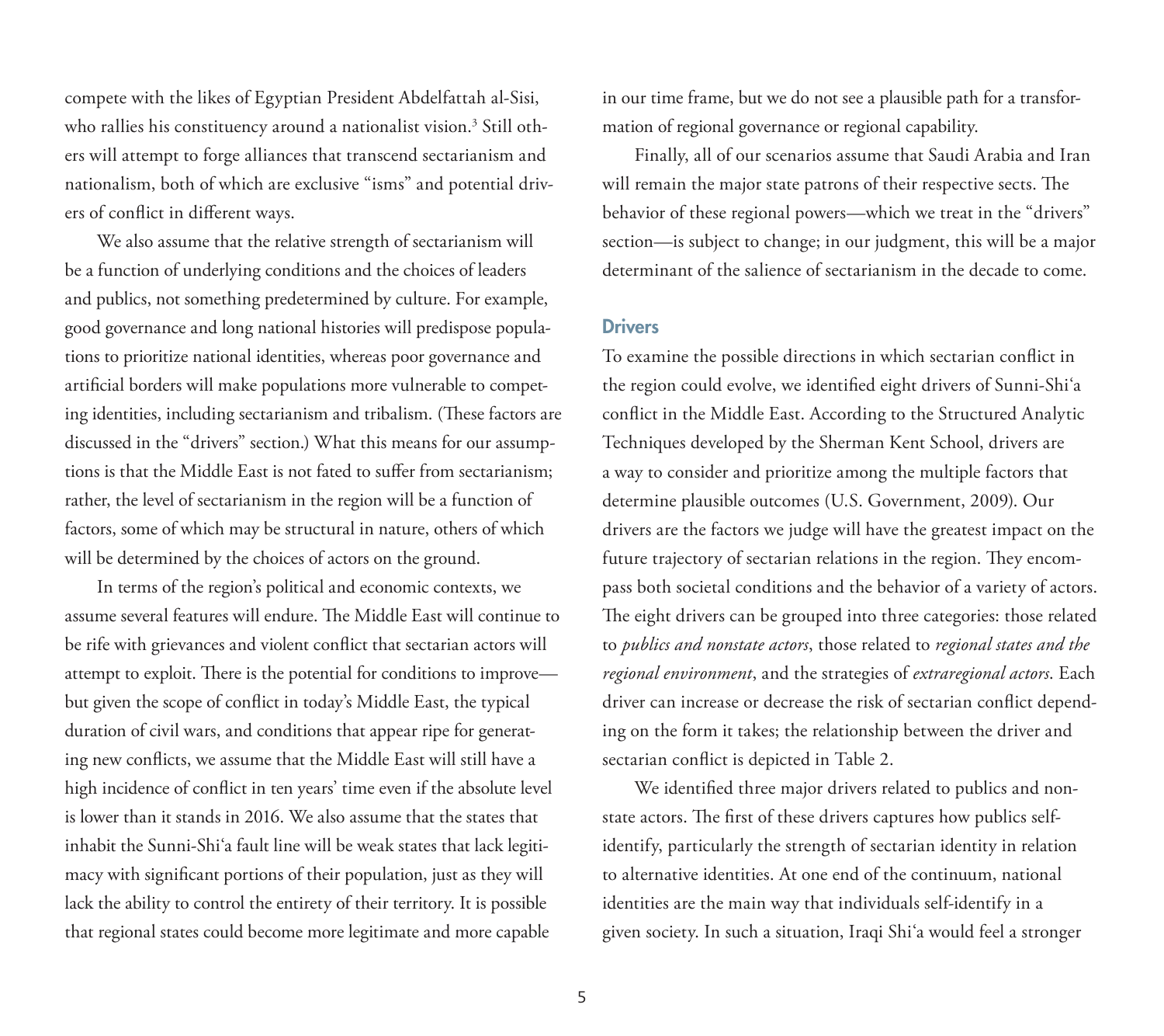compete with the likes of Egyptian President Abdelfattah al-Sisi, who rallies his constituency around a nationalist vision.[3] Still others will attempt to forge alliances that transcend sectarianism and nationalism, both of which are exclusive "isms" and potential drivers of conflict in different ways.

We also assume that the relative strength of sectarianism will be a function of underlying conditions and the choices of leaders and publics, not something predetermined by culture. For example, good governance and long national histories will predispose populations to prioritize national identities, whereas poor governance and artificial borders will make populations more vulnerable to competing identities, including sectarianism and tribalism. (These factors are discussed in the "drivers" section.) What this means for our assumptions is that the Middle East is not fated to suffer from sectarianism; rather, the level of sectarianism in the region will be a function of factors, some of which may be structural in nature, others of which will be determined by the choices of actors on the ground.

In terms of the region's political and economic contexts, we assume several features will endure. The Middle East will continue to be rife with grievances and violent conflict that sectarian actors will attempt to exploit. There is the potential for conditions to improve—but given the scope of conflict in today's Middle East, the typical duration of civil wars, and conditions that appear ripe for generating new conflicts, we assume that the Middle East will still have a high incidence of conflict in ten years' time even if the absolute level is lower than it stands in 2016. We also assume that the states that inhabit the Sunni-Shiʿa fault line will be weak states that lack legitimacy with significant portions of their population, just as they will lack the ability to control the entirety of their territory. It is possible that regional states could become more legitimate and more capable in our time frame, but we do not see a plausible path for a transformation of regional governance or regional capability.

Finally, all of our scenarios assume that Saudi Arabia and Iran will remain the major state patrons of their respective sects. The behavior of these regional powers—which we treat in the "drivers" section—is subject to change; in our judgment, this will be a major determinant of the salience of sectarianism in the decade to come.

## Drivers

To examine the possible directions in which sectarian conflict in the region could evolve, we identified eight drivers of Sunni-Shiʿa conflict in the Middle East. According to the Structured Analytic Techniques developed by the Sherman Kent School, drivers are a way to consider and prioritize among the multiple factors that determine plausible outcomes (U.S. Government, 2009). Our drivers are the factors we judge will have the greatest impact on the future trajectory of sectarian relations in the region. They encompass both societal conditions and the behavior of a variety of actors. The eight drivers can be grouped into three categories: those related to *publics and nonstate actors*, those related to *regional states and the regional environment*, and the strategies of *extraregional actors*. Each driver can increase or decrease the risk of sectarian conflict depending on the form it takes; the relationship between the driver and sectarian conflict is depicted in Table 2.

We identified three major drivers related to publics and nonstate actors. The first of these drivers captures how publics self-identify, particularly the strength of sectarian identity in relation to alternative identities. At one end of the continuum, national identities are the main way that individuals self-identify in a given society. In such a situation, Iraqi Shiʿa would feel a stronger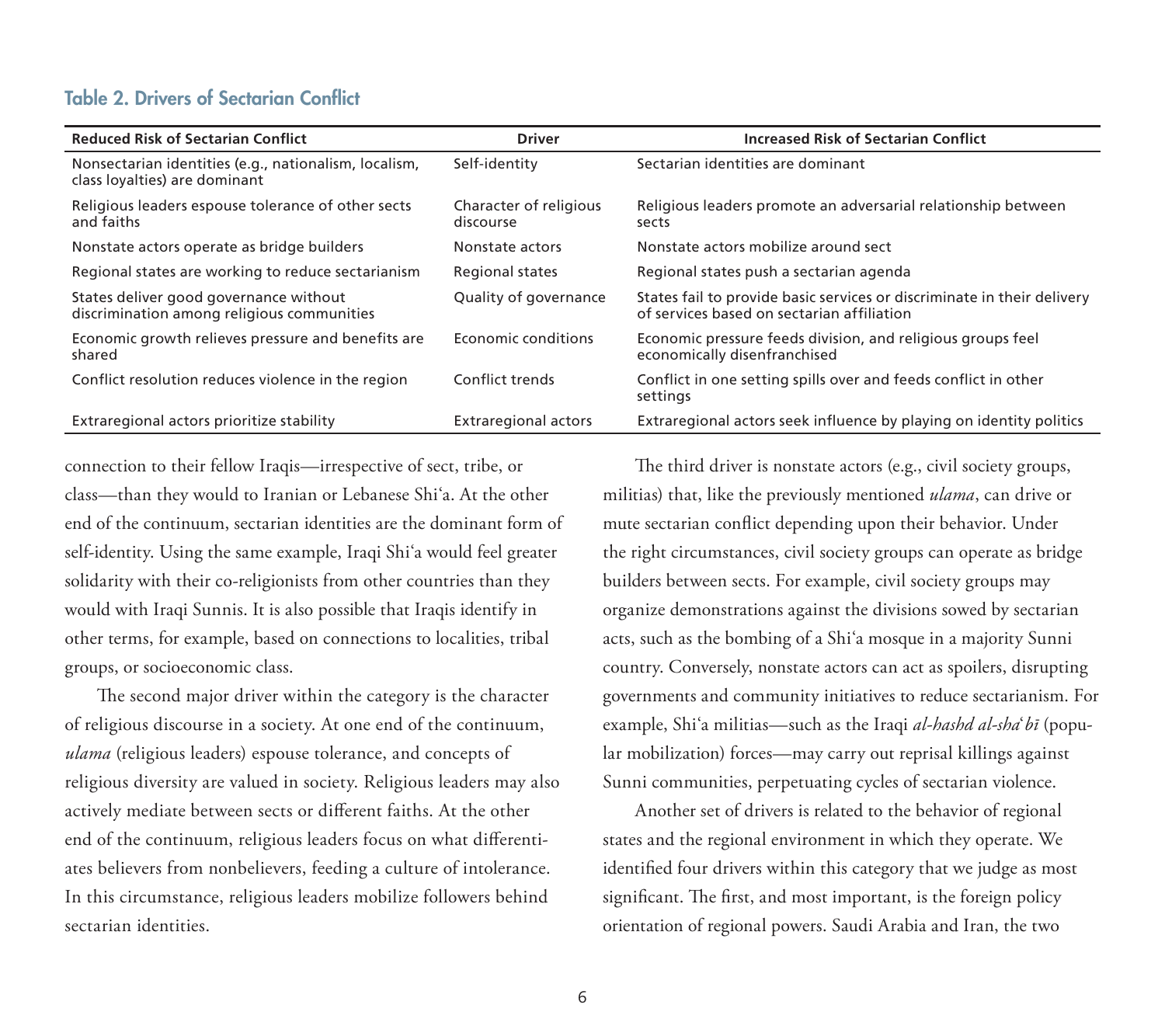**Table 2. Drivers of Sectarian Conflict**

| Reduced Risk of Sectarian Conflict | Driver | Increased Risk of Sectarian Conflict |
|---|---|---|
| Nonsectarian identities (e.g., nationalism, localism, class loyalties) are dominant | Self-identity | Sectarian identities are dominant |
| Religious leaders espouse tolerance of other sects and faiths | Character of religious discourse | Religious leaders promote an adversarial relationship between sects |
| Nonstate actors operate as bridge builders | Nonstate actors | Nonstate actors mobilize around sect |
| Regional states are working to reduce sectarianism | Regional states | Regional states push a sectarian agenda |
| States deliver good governance without discrimination among religious communities | Quality of governance | States fail to provide basic services or discriminate in their delivery of services based on sectarian affiliation |
| Economic growth relieves pressure and benefits are shared | Economic conditions | Economic pressure feeds division, and religious groups feel economically disenfranchised |
| Conflict resolution reduces violence in the region | Conflict trends | Conflict in one setting spills over and feeds conflict in other settings |
| Extraregional actors prioritize stability | Extraregional actors | Extraregional actors seek influence by playing on identity politics |

connection to their fellow Iraqis—irrespective of sect, tribe, or class—than they would to Iranian or Lebanese Shi'a. At the other end of the continuum, sectarian identities are the dominant form of self-identity. Using the same example, Iraqi Shi'a would feel greater solidarity with their co-religionists from other countries than they would with Iraqi Sunnis. It is also possible that Iraqis identify in other terms, for example, based on connections to localities, tribal groups, or socioeconomic class.

The second major driver within the category is the character of religious discourse in a society. At one end of the continuum, *ulama* (religious leaders) espouse tolerance, and concepts of religious diversity are valued in society. Religious leaders may also actively mediate between sects or different faiths. At the other end of the continuum, religious leaders focus on what differentiates believers from nonbelievers, feeding a culture of intolerance. In this circumstance, religious leaders mobilize followers behind sectarian identities.

The third driver is nonstate actors (e.g., civil society groups, militias) that, like the previously mentioned *ulama*, can drive or mute sectarian conflict depending upon their behavior. Under the right circumstances, civil society groups can operate as bridge builders between sects. For example, civil society groups may organize demonstrations against the divisions sowed by sectarian acts, such as the bombing of a Shi'a mosque in a majority Sunni country. Conversely, nonstate actors can act as spoilers, disrupting governments and community initiatives to reduce sectarianism. For example, Shi'a militias—such as the Iraqi *al-hashd al-sha'bī* (popular mobilization) forces—may carry out reprisal killings against Sunni communities, perpetuating cycles of sectarian violence.

Another set of drivers is related to the behavior of regional states and the regional environment in which they operate. We identified four drivers within this category that we judge as most significant. The first, and most important, is the foreign policy orientation of regional powers. Saudi Arabia and Iran, the two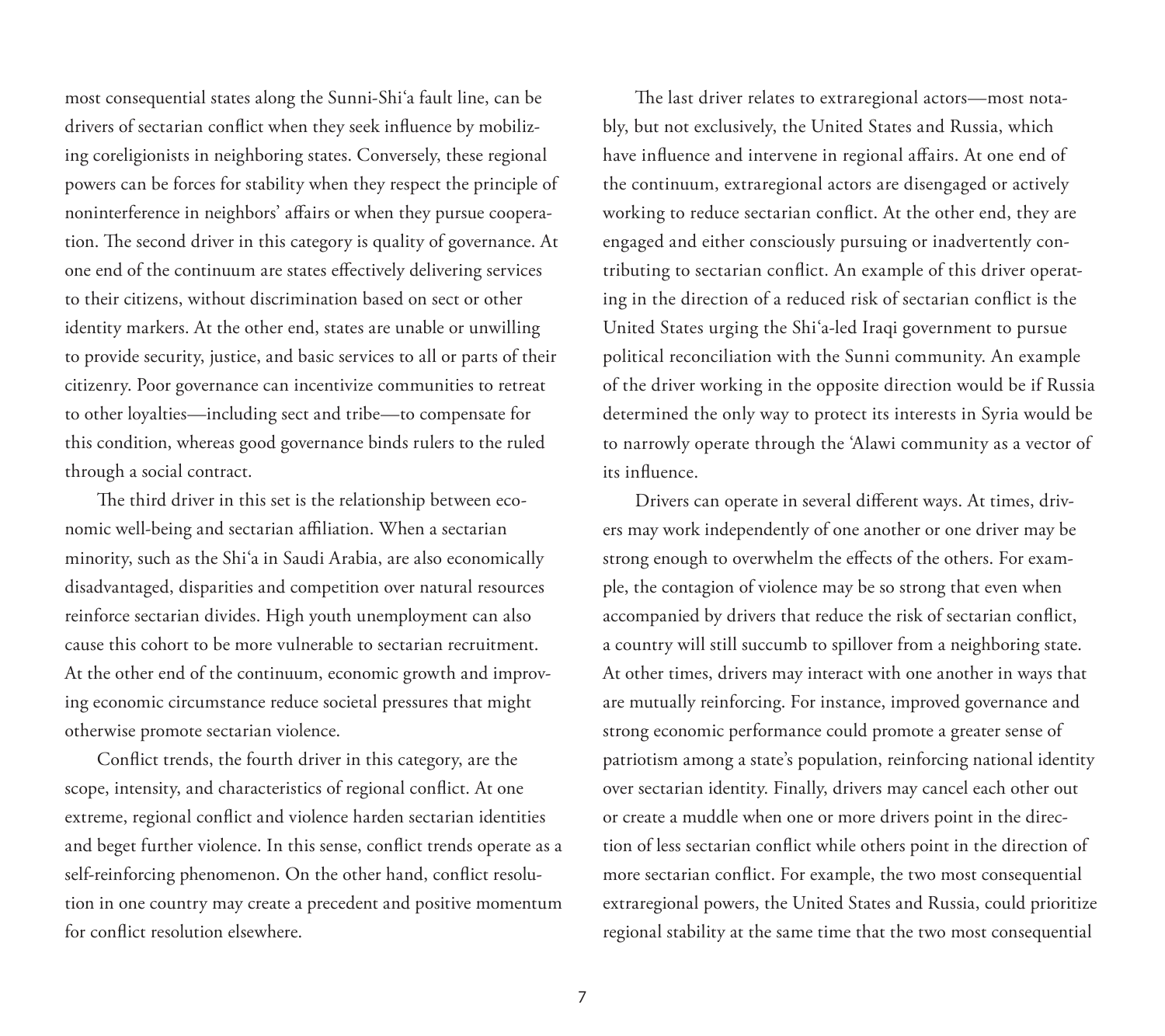most consequential states along the Sunni-Shiʿa fault line, can be drivers of sectarian conflict when they seek influence by mobilizing coreligionists in neighboring states. Conversely, these regional powers can be forces for stability when they respect the principle of noninterference in neighbors' affairs or when they pursue cooperation. The second driver in this category is quality of governance. At one end of the continuum are states effectively delivering services to their citizens, without discrimination based on sect or other identity markers. At the other end, states are unable or unwilling to provide security, justice, and basic services to all or parts of their citizenry. Poor governance can incentivize communities to retreat to other loyalties—including sect and tribe—to compensate for this condition, whereas good governance binds rulers to the ruled through a social contract.

The third driver in this set is the relationship between economic well-being and sectarian affiliation. When a sectarian minority, such as the Shiʿa in Saudi Arabia, are also economically disadvantaged, disparities and competition over natural resources reinforce sectarian divides. High youth unemployment can also cause this cohort to be more vulnerable to sectarian recruitment. At the other end of the continuum, economic growth and improving economic circumstance reduce societal pressures that might otherwise promote sectarian violence.

Conflict trends, the fourth driver in this category, are the scope, intensity, and characteristics of regional conflict. At one extreme, regional conflict and violence harden sectarian identities and beget further violence. In this sense, conflict trends operate as a self-reinforcing phenomenon. On the other hand, conflict resolution in one country may create a precedent and positive momentum for conflict resolution elsewhere.

The last driver relates to extraregional actors—most notably, but not exclusively, the United States and Russia, which have influence and intervene in regional affairs. At one end of the continuum, extraregional actors are disengaged or actively working to reduce sectarian conflict. At the other end, they are engaged and either consciously pursuing or inadvertently contributing to sectarian conflict. An example of this driver operating in the direction of a reduced risk of sectarian conflict is the United States urging the Shiʿa-led Iraqi government to pursue political reconciliation with the Sunni community. An example of the driver working in the opposite direction would be if Russia determined the only way to protect its interests in Syria would be to narrowly operate through the ʿAlawi community as a vector of its influence.

Drivers can operate in several different ways. At times, drivers may work independently of one another or one driver may be strong enough to overwhelm the effects of the others. For example, the contagion of violence may be so strong that even when accompanied by drivers that reduce the risk of sectarian conflict, a country will still succumb to spillover from a neighboring state. At other times, drivers may interact with one another in ways that are mutually reinforcing. For instance, improved governance and strong economic performance could promote a greater sense of patriotism among a state's population, reinforcing national identity over sectarian identity. Finally, drivers may cancel each other out or create a muddle when one or more drivers point in the direction of less sectarian conflict while others point in the direction of more sectarian conflict. For example, the two most consequential extraregional powers, the United States and Russia, could prioritize regional stability at the same time that the two most consequential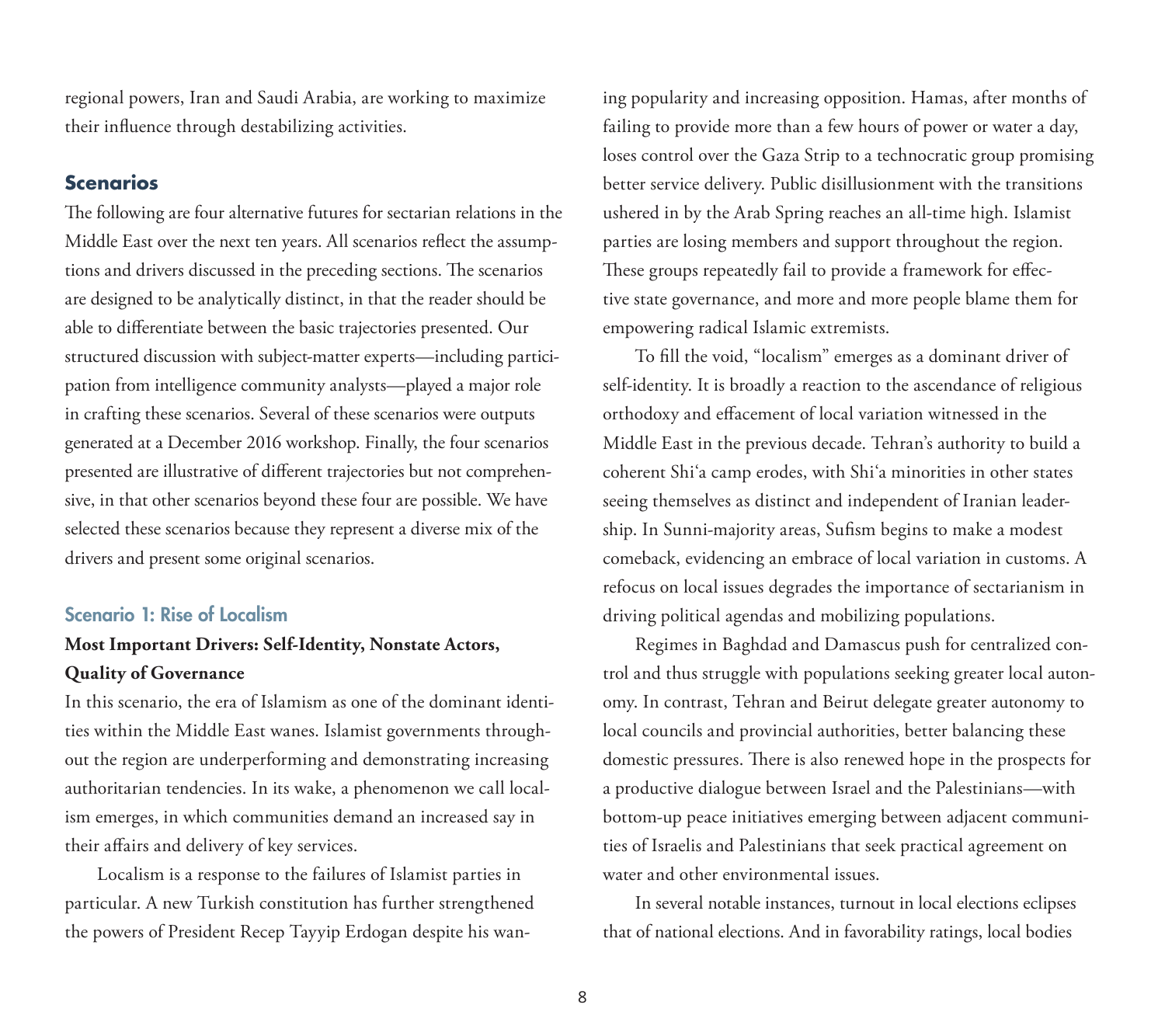regional powers, Iran and Saudi Arabia, are working to maximize their influence through destabilizing activities.

## Scenarios

The following are four alternative futures for sectarian relations in the Middle East over the next ten years. All scenarios reflect the assumptions and drivers discussed in the preceding sections. The scenarios are designed to be analytically distinct, in that the reader should be able to differentiate between the basic trajectories presented. Our structured discussion with subject-matter experts—including participation from intelligence community analysts—played a major role in crafting these scenarios. Several of these scenarios were outputs generated at a December 2016 workshop. Finally, the four scenarios presented are illustrative of different trajectories but not comprehensive, in that other scenarios beyond these four are possible. We have selected these scenarios because they represent a diverse mix of the drivers and present some original scenarios.

### Scenario 1: Rise of Localism

**Most Important Drivers: Self-Identity, Nonstate Actors, Quality of Governance**

In this scenario, the era of Islamism as one of the dominant identities within the Middle East wanes. Islamist governments throughout the region are underperforming and demonstrating increasing authoritarian tendencies. In its wake, a phenomenon we call localism emerges, in which communities demand an increased say in their affairs and delivery of key services.

Localism is a response to the failures of Islamist parties in particular. A new Turkish constitution has further strengthened the powers of President Recep Tayyip Erdogan despite his waning popularity and increasing opposition. Hamas, after months of failing to provide more than a few hours of power or water a day, loses control over the Gaza Strip to a technocratic group promising better service delivery. Public disillusionment with the transitions ushered in by the Arab Spring reaches an all-time high. Islamist parties are losing members and support throughout the region. These groups repeatedly fail to provide a framework for effective state governance, and more and more people blame them for empowering radical Islamic extremists.

To fill the void, "localism" emerges as a dominant driver of self-identity. It is broadly a reaction to the ascendance of religious orthodoxy and effacement of local variation witnessed in the Middle East in the previous decade. Tehran's authority to build a coherent Shi'a camp erodes, with Shi'a minorities in other states seeing themselves as distinct and independent of Iranian leadership. In Sunni-majority areas, Sufism begins to make a modest comeback, evidencing an embrace of local variation in customs. A refocus on local issues degrades the importance of sectarianism in driving political agendas and mobilizing populations.

Regimes in Baghdad and Damascus push for centralized control and thus struggle with populations seeking greater local autonomy. In contrast, Tehran and Beirut delegate greater autonomy to local councils and provincial authorities, better balancing these domestic pressures. There is also renewed hope in the prospects for a productive dialogue between Israel and the Palestinians—with bottom-up peace initiatives emerging between adjacent communities of Israelis and Palestinians that seek practical agreement on water and other environmental issues.

In several notable instances, turnout in local elections eclipses that of national elections. And in favorability ratings, local bodies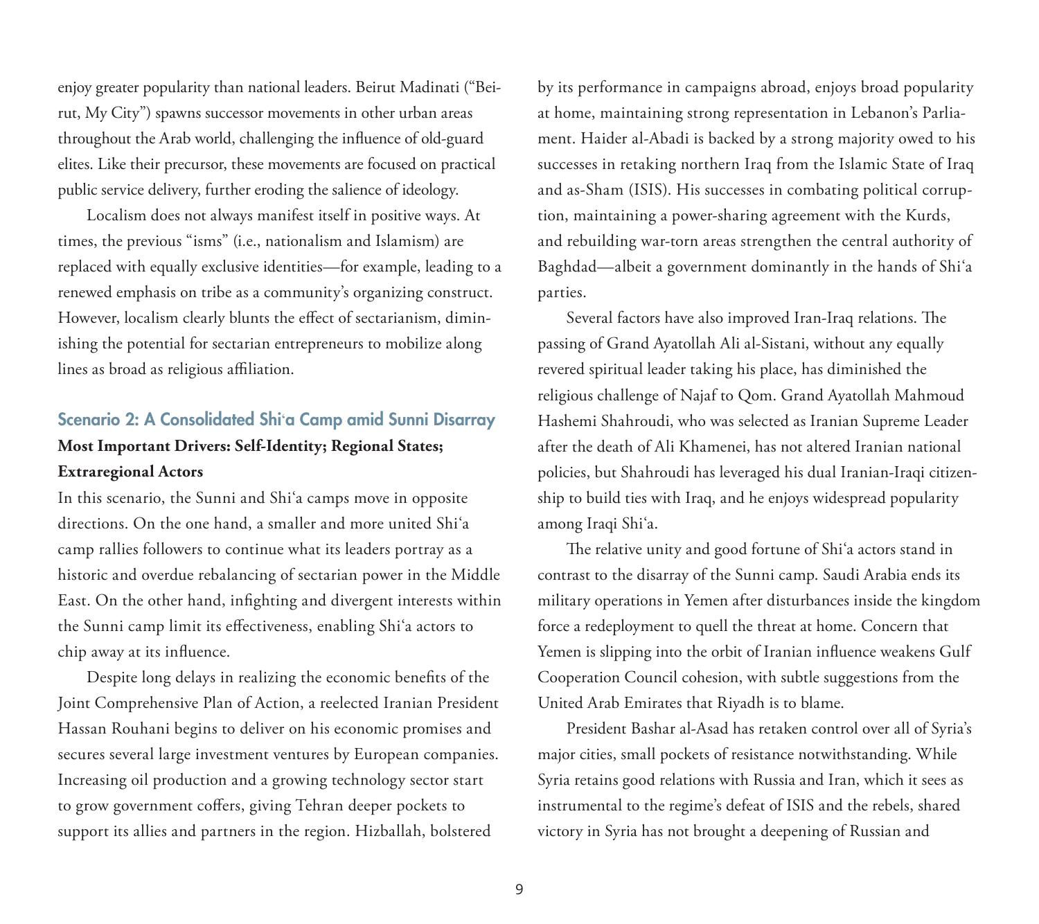enjoy greater popularity than national leaders. Beirut Madinati ("Beirut, My City") spawns successor movements in other urban areas throughout the Arab world, challenging the influence of old-guard elites. Like their precursor, these movements are focused on practical public service delivery, further eroding the salience of ideology.

Localism does not always manifest itself in positive ways. At times, the previous "isms" (i.e., nationalism and Islamism) are replaced with equally exclusive identities—for example, leading to a renewed emphasis on tribe as a community's organizing construct. However, localism clearly blunts the effect of sectarianism, diminishing the potential for sectarian entrepreneurs to mobilize along lines as broad as religious affiliation.

### Scenario 2: A Consolidated Shiʿa Camp amid Sunni Disarray

**Most Important Drivers: Self-Identity; Regional States; Extraregional Actors**

In this scenario, the Sunni and Shiʿa camps move in opposite directions. On the one hand, a smaller and more united Shiʿa camp rallies followers to continue what its leaders portray as a historic and overdue rebalancing of sectarian power in the Middle East. On the other hand, infighting and divergent interests within the Sunni camp limit its effectiveness, enabling Shiʿa actors to chip away at its influence.

Despite long delays in realizing the economic benefits of the Joint Comprehensive Plan of Action, a reelected Iranian President Hassan Rouhani begins to deliver on his economic promises and secures several large investment ventures by European companies. Increasing oil production and a growing technology sector start to grow government coffers, giving Tehran deeper pockets to support its allies and partners in the region. Hizballah, bolstered by its performance in campaigns abroad, enjoys broad popularity at home, maintaining strong representation in Lebanon's Parliament. Haider al-Abadi is backed by a strong majority owed to his successes in retaking northern Iraq from the Islamic State of Iraq and as-Sham (ISIS). His successes in combating political corruption, maintaining a power-sharing agreement with the Kurds, and rebuilding war-torn areas strengthen the central authority of Baghdad—albeit a government dominantly in the hands of Shiʿa parties.

Several factors have also improved Iran-Iraq relations. The passing of Grand Ayatollah Ali al-Sistani, without any equally revered spiritual leader taking his place, has diminished the religious challenge of Najaf to Qom. Grand Ayatollah Mahmoud Hashemi Shahroudi, who was selected as Iranian Supreme Leader after the death of Ali Khamenei, has not altered Iranian national policies, but Shahroudi has leveraged his dual Iranian-Iraqi citizenship to build ties with Iraq, and he enjoys widespread popularity among Iraqi Shiʿa.

The relative unity and good fortune of Shiʿa actors stand in contrast to the disarray of the Sunni camp. Saudi Arabia ends its military operations in Yemen after disturbances inside the kingdom force a redeployment to quell the threat at home. Concern that Yemen is slipping into the orbit of Iranian influence weakens Gulf Cooperation Council cohesion, with subtle suggestions from the United Arab Emirates that Riyadh is to blame.

President Bashar al-Asad has retaken control over all of Syria's major cities, small pockets of resistance notwithstanding. While Syria retains good relations with Russia and Iran, which it sees as instrumental to the regime's defeat of ISIS and the rebels, shared victory in Syria has not brought a deepening of Russian and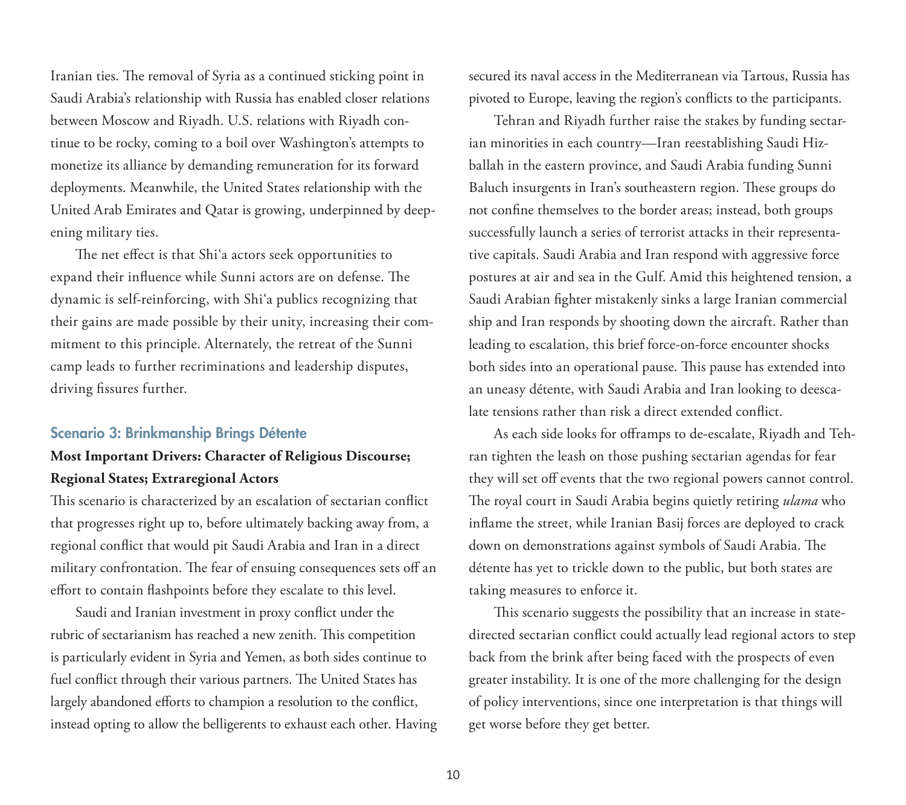Iranian ties. The removal of Syria as a continued sticking point in Saudi Arabia's relationship with Russia has enabled closer relations between Moscow and Riyadh. U.S. relations with Riyadh continue to be rocky, coming to a boil over Washington's attempts to monetize its alliance by demanding remuneration for its forward deployments. Meanwhile, the United States relationship with the United Arab Emirates and Qatar is growing, underpinned by deepening military ties.

The net effect is that Shi'a actors seek opportunities to expand their influence while Sunni actors are on defense. The dynamic is self-reinforcing, with Shi'a publics recognizing that their gains are made possible by their unity, increasing their commitment to this principle. Alternately, the retreat of the Sunni camp leads to further recriminations and leadership disputes, driving fissures further.

### Scenario 3: Brinkmanship Brings Détente

**Most Important Drivers: Character of Religious Discourse; Regional States; Extraregional Actors**

This scenario is characterized by an escalation of sectarian conflict that progresses right up to, before ultimately backing away from, a regional conflict that would pit Saudi Arabia and Iran in a direct military confrontation. The fear of ensuing consequences sets off an effort to contain flashpoints before they escalate to this level.

Saudi and Iranian investment in proxy conflict under the rubric of sectarianism has reached a new zenith. This competition is particularly evident in Syria and Yemen, as both sides continue to fuel conflict through their various partners. The United States has largely abandoned efforts to champion a resolution to the conflict, instead opting to allow the belligerents to exhaust each other. Having secured its naval access in the Mediterranean via Tartous, Russia has pivoted to Europe, leaving the region's conflicts to the participants.

Tehran and Riyadh further raise the stakes by funding sectarian minorities in each country—Iran reestablishing Saudi Hizballah in the eastern province, and Saudi Arabia funding Sunni Baluch insurgents in Iran's southeastern region. These groups do not confine themselves to the border areas; instead, both groups successfully launch a series of terrorist attacks in their representative capitals. Saudi Arabia and Iran respond with aggressive force postures at air and sea in the Gulf. Amid this heightened tension, a Saudi Arabian fighter mistakenly sinks a large Iranian commercial ship and Iran responds by shooting down the aircraft. Rather than leading to escalation, this brief force-on-force encounter shocks both sides into an operational pause. This pause has extended into an uneasy détente, with Saudi Arabia and Iran looking to deescalate tensions rather than risk a direct extended conflict.

As each side looks for offramps to de-escalate, Riyadh and Tehran tighten the leash on those pushing sectarian agendas for fear they will set off events that the two regional powers cannot control. The royal court in Saudi Arabia begins quietly retiring *ulama* who inflame the street, while Iranian Basij forces are deployed to crack down on demonstrations against symbols of Saudi Arabia. The détente has yet to trickle down to the public, but both states are taking measures to enforce it.

This scenario suggests the possibility that an increase in state-directed sectarian conflict could actually lead regional actors to step back from the brink after being faced with the prospects of even greater instability. It is one of the more challenging for the design of policy interventions, since one interpretation is that things will get worse before they get better.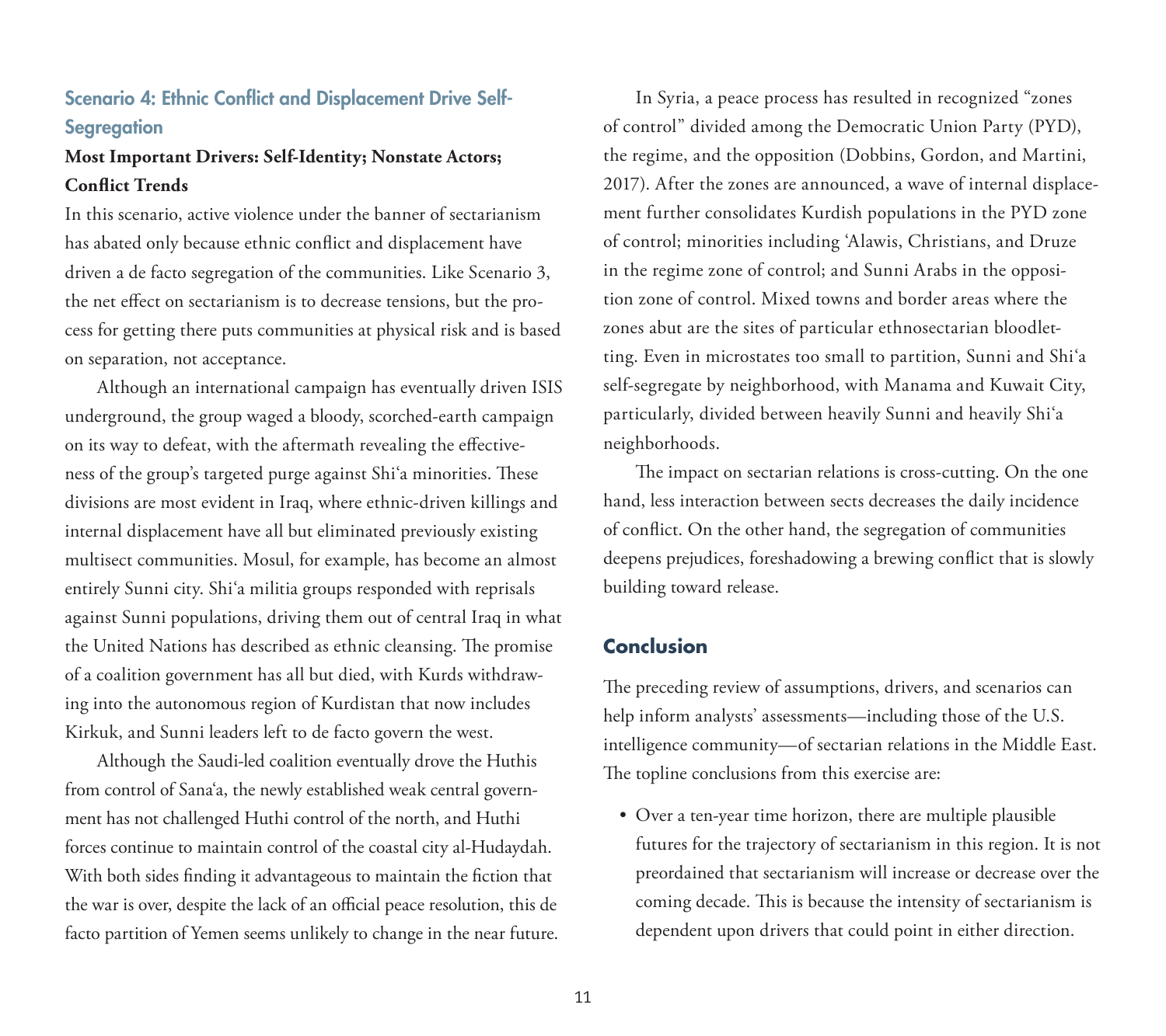### Scenario 4: Ethnic Conflict and Displacement Drive Self-Segregation

**Most Important Drivers: Self-Identity; Nonstate Actors; Conflict Trends**

In this scenario, active violence under the banner of sectarianism has abated only because ethnic conflict and displacement have driven a de facto segregation of the communities. Like Scenario 3, the net effect on sectarianism is to decrease tensions, but the process for getting there puts communities at physical risk and is based on separation, not acceptance.

Although an international campaign has eventually driven ISIS underground, the group waged a bloody, scorched-earth campaign on its way to defeat, with the aftermath revealing the effectiveness of the group's targeted purge against Shi'a minorities. These divisions are most evident in Iraq, where ethnic-driven killings and internal displacement have all but eliminated previously existing multisect communities. Mosul, for example, has become an almost entirely Sunni city. Shi'a militia groups responded with reprisals against Sunni populations, driving them out of central Iraq in what the United Nations has described as ethnic cleansing. The promise of a coalition government has all but died, with Kurds withdrawing into the autonomous region of Kurdistan that now includes Kirkuk, and Sunni leaders left to de facto govern the west.

Although the Saudi-led coalition eventually drove the Huthis from control of Sana'a, the newly established weak central government has not challenged Huthi control of the north, and Huthi forces continue to maintain control of the coastal city al-Hudaydah. With both sides finding it advantageous to maintain the fiction that the war is over, despite the lack of an official peace resolution, this de facto partition of Yemen seems unlikely to change in the near future.

In Syria, a peace process has resulted in recognized "zones of control" divided among the Democratic Union Party (PYD), the regime, and the opposition (Dobbins, Gordon, and Martini, 2017). After the zones are announced, a wave of internal displacement further consolidates Kurdish populations in the PYD zone of control; minorities including 'Alawis, Christians, and Druze in the regime zone of control; and Sunni Arabs in the opposition zone of control. Mixed towns and border areas where the zones abut are the sites of particular ethnosectarian bloodletting. Even in microstates too small to partition, Sunni and Shi'a self-segregate by neighborhood, with Manama and Kuwait City, particularly, divided between heavily Sunni and heavily Shi'a neighborhoods.

The impact on sectarian relations is cross-cutting. On the one hand, less interaction between sects decreases the daily incidence of conflict. On the other hand, the segregation of communities deepens prejudices, foreshadowing a brewing conflict that is slowly building toward release.

## Conclusion

The preceding review of assumptions, drivers, and scenarios can help inform analysts' assessments—including those of the U.S. intelligence community—of sectarian relations in the Middle East. The topline conclusions from this exercise are:

- Over a ten-year time horizon, there are multiple plausible futures for the trajectory of sectarianism in this region. It is not preordained that sectarianism will increase or decrease over the coming decade. This is because the intensity of sectarianism is dependent upon drivers that could point in either direction.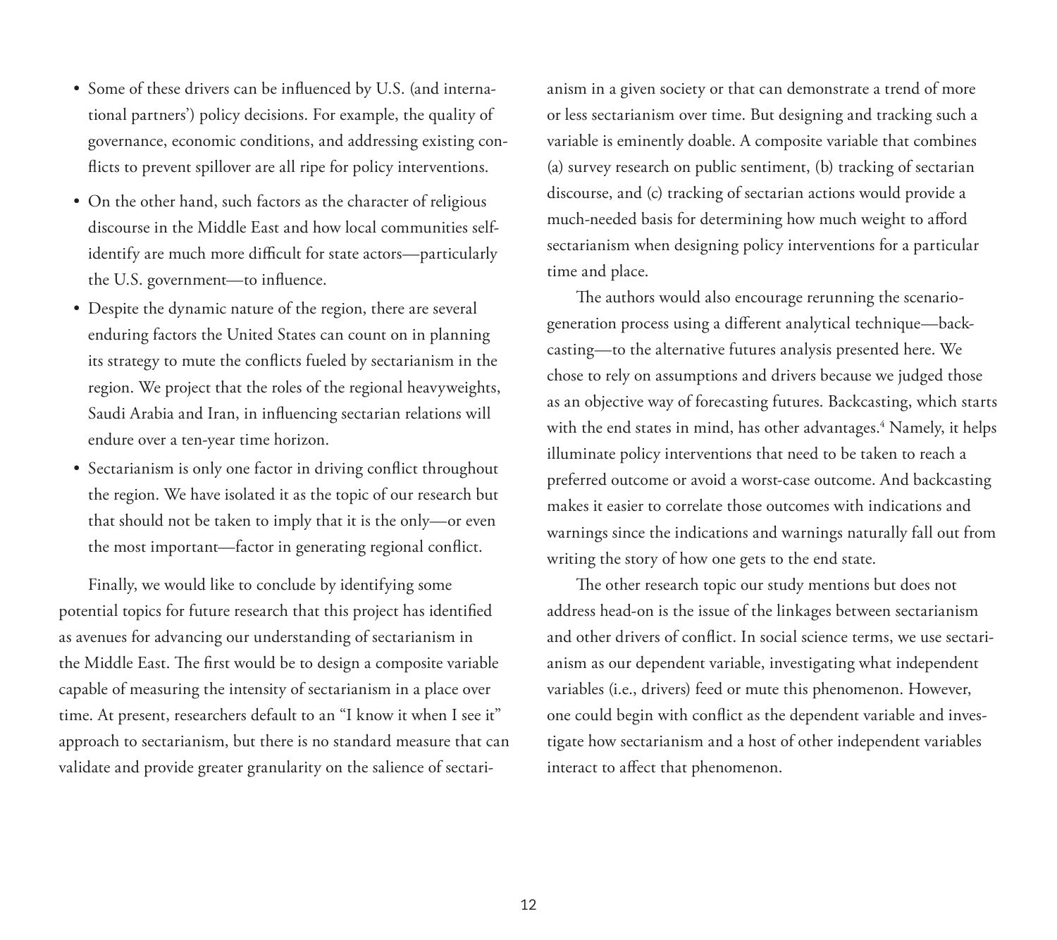- Some of these drivers can be influenced by U.S. (and international partners') policy decisions. For example, the quality of governance, economic conditions, and addressing existing conflicts to prevent spillover are all ripe for policy interventions.
- On the other hand, such factors as the character of religious discourse in the Middle East and how local communities self-identify are much more difficult for state actors—particularly the U.S. government—to influence.
- Despite the dynamic nature of the region, there are several enduring factors the United States can count on in planning its strategy to mute the conflicts fueled by sectarianism in the region. We project that the roles of the regional heavyweights, Saudi Arabia and Iran, in influencing sectarian relations will endure over a ten-year time horizon.
- Sectarianism is only one factor in driving conflict throughout the region. We have isolated it as the topic of our research but that should not be taken to imply that it is the only—or even the most important—factor in generating regional conflict.

Finally, we would like to conclude by identifying some potential topics for future research that this project has identified as avenues for advancing our understanding of sectarianism in the Middle East. The first would be to design a composite variable capable of measuring the intensity of sectarianism in a place over time. At present, researchers default to an "I know it when I see it" approach to sectarianism, but there is no standard measure that can validate and provide greater granularity on the salience of sectarianism in a given society or that can demonstrate a trend of more or less sectarianism over time. But designing and tracking such a variable is eminently doable. A composite variable that combines (a) survey research on public sentiment, (b) tracking of sectarian discourse, and (c) tracking of sectarian actions would provide a much-needed basis for determining how much weight to afford sectarianism when designing policy interventions for a particular time and place.

The authors would also encourage rerunning the scenario-generation process using a different analytical technique—backcasting—to the alternative futures analysis presented here. We chose to rely on assumptions and drivers because we judged those as an objective way of forecasting futures. Backcasting, which starts with the end states in mind, has other advantages.[4] Namely, it helps illuminate policy interventions that need to be taken to reach a preferred outcome or avoid a worst-case outcome. And backcasting makes it easier to correlate those outcomes with indications and warnings since the indications and warnings naturally fall out from writing the story of how one gets to the end state.

The other research topic our study mentions but does not address head-on is the issue of the linkages between sectarianism and other drivers of conflict. In social science terms, we use sectarianism as our dependent variable, investigating what independent variables (i.e., drivers) feed or mute this phenomenon. However, one could begin with conflict as the dependent variable and investigate how sectarianism and a host of other independent variables interact to affect that phenomenon.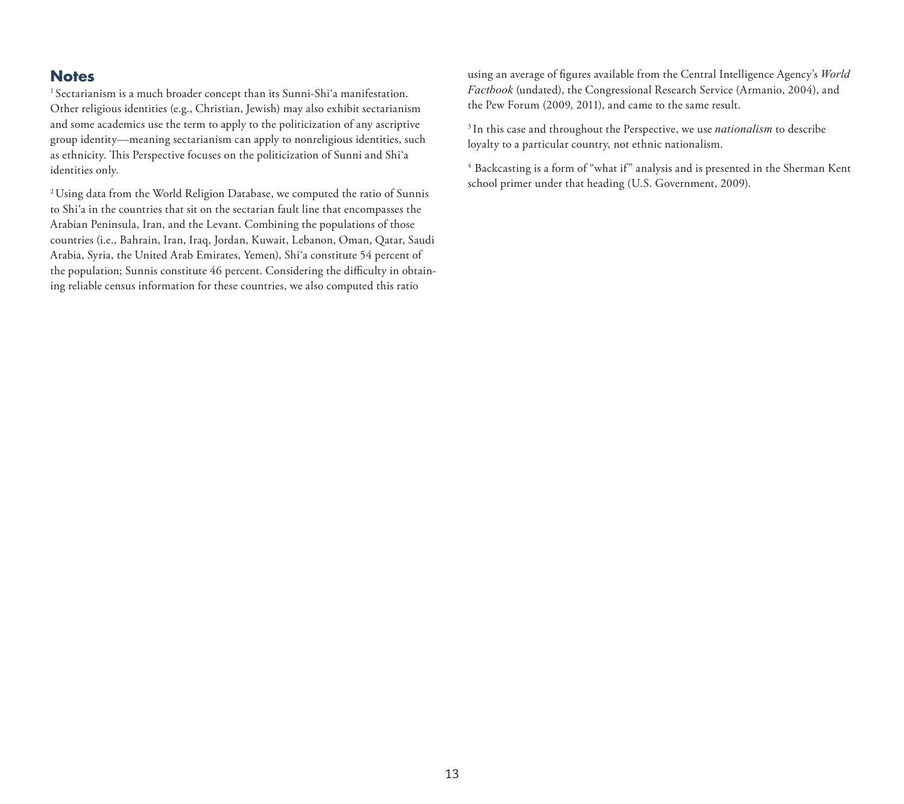## Notes

[1] Sectarianism is a much broader concept than its Sunni-Shi'a manifestation. Other religious identities (e.g., Christian, Jewish) may also exhibit sectarianism and some academics use the term to apply to the politicization of any ascriptive group identity—meaning sectarianism can apply to nonreligious identities, such as ethnicity. This Perspective focuses on the politicization of Sunni and Shi'a identities only.

[2] Using data from the World Religion Database, we computed the ratio of Sunnis to Shi'a in the countries that sit on the sectarian fault line that encompasses the Arabian Peninsula, Iran, and the Levant. Combining the populations of those countries (i.e., Bahrain, Iran, Iraq, Jordan, Kuwait, Lebanon, Oman, Qatar, Saudi Arabia, Syria, the United Arab Emirates, Yemen), Shi'a constitute 54 percent of the population; Sunnis constitute 46 percent. Considering the difficulty in obtaining reliable census information for these countries, we also computed this ratio using an average of figures available from the Central Intelligence Agency's *World Factbook* (undated), the Congressional Research Service (Armanio, 2004), and the Pew Forum (2009, 2011), and came to the same result.

[3] In this case and throughout the Perspective, we use *nationalism* to describe loyalty to a particular country, not ethnic nationalism.

[4] Backcasting is a form of "what if" analysis and is presented in the Sherman Kent school primer under that heading (U.S. Government, 2009).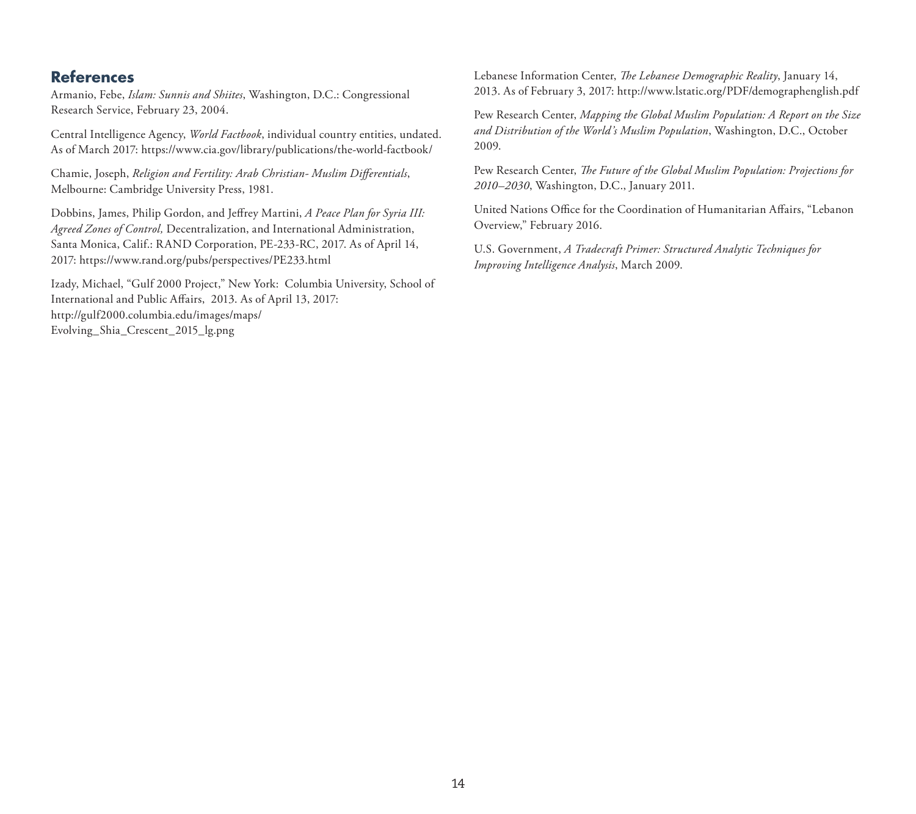## References

Armanio, Febe, *Islam: Sunnis and Shiites*, Washington, D.C.: Congressional Research Service, February 23, 2004.

Central Intelligence Agency, *World Factbook*, individual country entities, undated. As of March 2017: https://www.cia.gov/library/publications/the-world-factbook/

Chamie, Joseph, *Religion and Fertility: Arab Christian- Muslim Differentials*, Melbourne: Cambridge University Press, 1981.

Dobbins, James, Philip Gordon, and Jeffrey Martini, *A Peace Plan for Syria III: Agreed Zones of Control,* Decentralization, and International Administration, Santa Monica, Calif.: RAND Corporation, PE-233-RC, 2017. As of April 14, 2017: https://www.rand.org/pubs/perspectives/PE233.html

Izady, Michael, "Gulf 2000 Project," New York: Columbia University, School of International and Public Affairs, 2013. As of April 13, 2017: http://gulf2000.columbia.edu/images/maps/Evolving_Shia_Crescent_2015_lg.png

Lebanese Information Center, *The Lebanese Demographic Reality*, January 14, 2013. As of February 3, 2017: http://www.lstatic.org/PDF/demographenglish.pdf

Pew Research Center, *Mapping the Global Muslim Population: A Report on the Size and Distribution of the World's Muslim Population*, Washington, D.C., October 2009.

Pew Research Center, *The Future of the Global Muslim Population: Projections for 2010–2030*, Washington, D.C., January 2011.

United Nations Office for the Coordination of Humanitarian Affairs, "Lebanon Overview," February 2016.

U.S. Government, *A Tradecraft Primer: Structured Analytic Techniques for Improving Intelligence Analysis*, March 2009.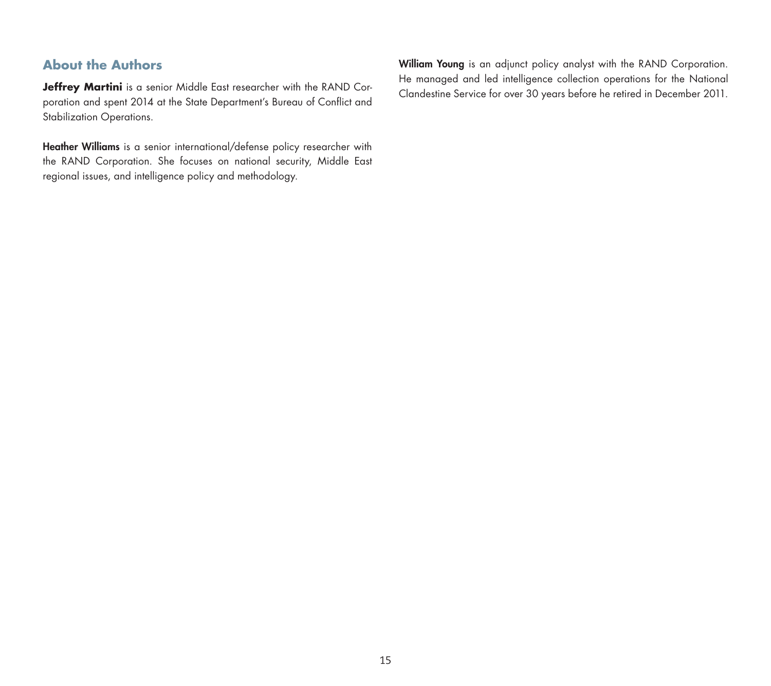## About the Authors

**Jeffrey Martini** is a senior Middle East researcher with the RAND Corporation and spent 2014 at the State Department's Bureau of Conflict and Stabilization Operations.

**Heather Williams** is a senior international/defense policy researcher with the RAND Corporation. She focuses on national security, Middle East regional issues, and intelligence policy and methodology.

**William Young** is an adjunct policy analyst with the RAND Corporation. He managed and led intelligence collection operations for the National Clandestine Service for over 30 years before he retired in December 2011.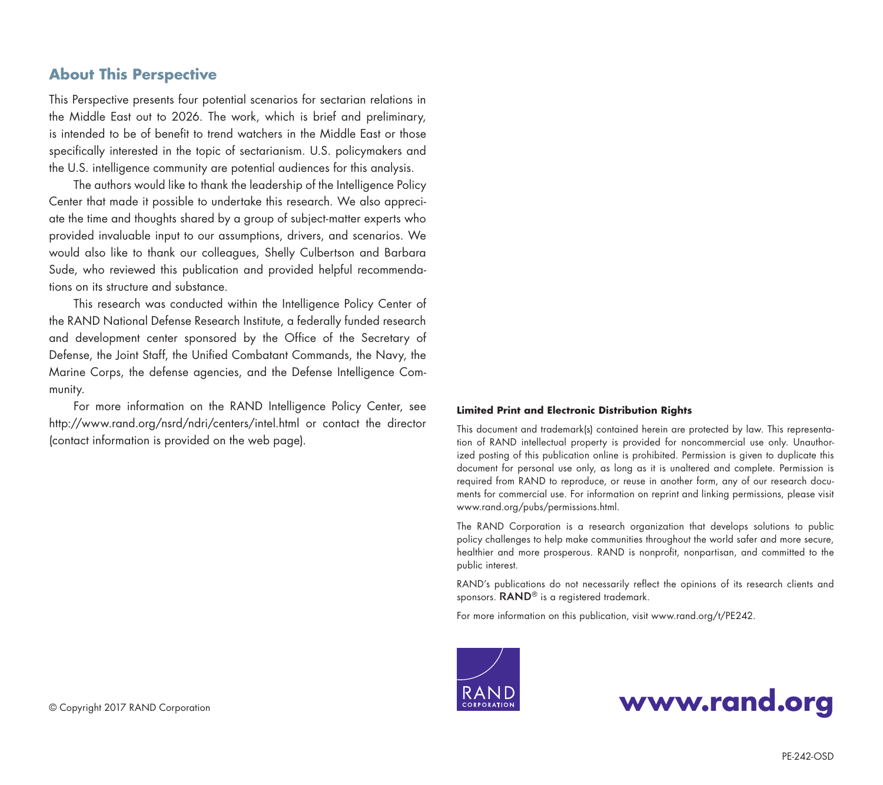## About This Perspective

This Perspective presents four potential scenarios for sectarian relations in the Middle East out to 2026. The work, which is brief and preliminary, is intended to be of benefit to trend watchers in the Middle East or those specifically interested in the topic of sectarianism. U.S. policymakers and the U.S. intelligence community are potential audiences for this analysis.

The authors would like to thank the leadership of the Intelligence Policy Center that made it possible to undertake this research. We also appreciate the time and thoughts shared by a group of subject-matter experts who provided invaluable input to our assumptions, drivers, and scenarios. We would also like to thank our colleagues, Shelly Culbertson and Barbara Sude, who reviewed this publication and provided helpful recommendations on its structure and substance.

This research was conducted within the Intelligence Policy Center of the RAND National Defense Research Institute, a federally funded research and development center sponsored by the Office of the Secretary of Defense, the Joint Staff, the Unified Combatant Commands, the Navy, the Marine Corps, the defense agencies, and the Defense Intelligence Community.

For more information on the RAND Intelligence Policy Center, see http://www.rand.org/nsrd/ndri/centers/intel.html or contact the director (contact information is provided on the web page).

**Limited Print and Electronic Distribution Rights**

This document and trademark(s) contained herein are protected by law. This representation of RAND intellectual property is provided for noncommercial use only. Unauthorized posting of this publication online is prohibited. Permission is given to duplicate this document for personal use only, as long as it is unaltered and complete. Permission is required from RAND to reproduce, or reuse in another form, any of our research documents for commercial use. For information on reprint and linking permissions, please visit www.rand.org/pubs/permissions.html.

The RAND Corporation is a research organization that develops solutions to public policy challenges to help make communities throughout the world safer and more secure, healthier and more prosperous. RAND is nonprofit, nonpartisan, and committed to the public interest.

RAND's publications do not necessarily reflect the opinions of its research clients and sponsors. RAND® is a registered trademark.

For more information on this publication, visit www.rand.org/t/PE242.

© Copyright 2017 RAND Corporation

RAND CORPORATION

**www.rand.org**

PE-242-OSD